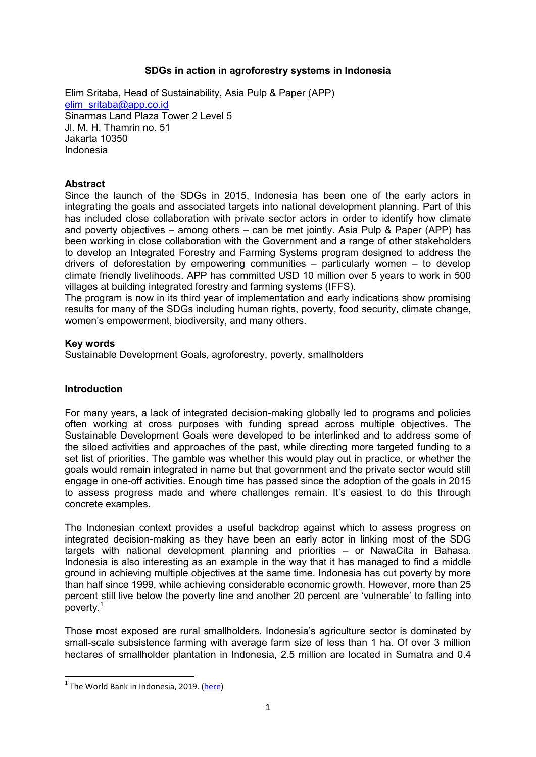# SDGs in action in agroforestry systems in Indonesia

Elim Sritaba, Head of Sustainability, Asia Pulp & Paper (APP)
elim_sritaba@app.co.id
Sinarmas Land Plaza Tower 2 Level 5
Jl. M. H. Thamrin no. 51
Jakarta 10350
Indonesia

## Abstract

Since the launch of the SDGs in 2015, Indonesia has been one of the early actors in integrating the goals and associated targets into national development planning. Part of this has included close collaboration with private sector actors in order to identify how climate and poverty objectives – among others – can be met jointly. Asia Pulp & Paper (APP) has been working in close collaboration with the Government and a range of other stakeholders to develop an Integrated Forestry and Farming Systems program designed to address the drivers of deforestation by empowering communities – particularly women – to develop climate friendly livelihoods. APP has committed USD 10 million over 5 years to work in 500 villages at building integrated forestry and farming systems (IFFS).

The program is now in its third year of implementation and early indications show promising results for many of the SDGs including human rights, poverty, food security, climate change, women's empowerment, biodiversity, and many others.

## Key words

Sustainable Development Goals, agroforestry, poverty, smallholders

## Introduction

For many years, a lack of integrated decision-making globally led to programs and policies often working at cross purposes with funding spread across multiple objectives. The Sustainable Development Goals were developed to be interlinked and to address some of the siloed activities and approaches of the past, while directing more targeted funding to a set list of priorities. The gamble was whether this would play out in practice, or whether the goals would remain integrated in name but that government and the private sector would still engage in one-off activities. Enough time has passed since the adoption of the goals in 2015 to assess progress made and where challenges remain. It's easiest to do this through concrete examples.

The Indonesian context provides a useful backdrop against which to assess progress on integrated decision-making as they have been an early actor in linking most of the SDG targets with national development planning and priorities – or NawaCita in Bahasa. Indonesia is also interesting as an example in the way that it has managed to find a middle ground in achieving multiple objectives at the same time. Indonesia has cut poverty by more than half since 1999, while achieving considerable economic growth. However, more than 25 percent still live below the poverty line and another 20 percent are 'vulnerable' to falling into poverty.[1]

Those most exposed are rural smallholders. Indonesia's agriculture sector is dominated by small-scale subsistence farming with average farm size of less than 1 ha. Of over 3 million hectares of smallholder plantation in Indonesia, 2.5 million are located in Sumatra and 0.4

[1] The World Bank in Indonesia, 2019. (here)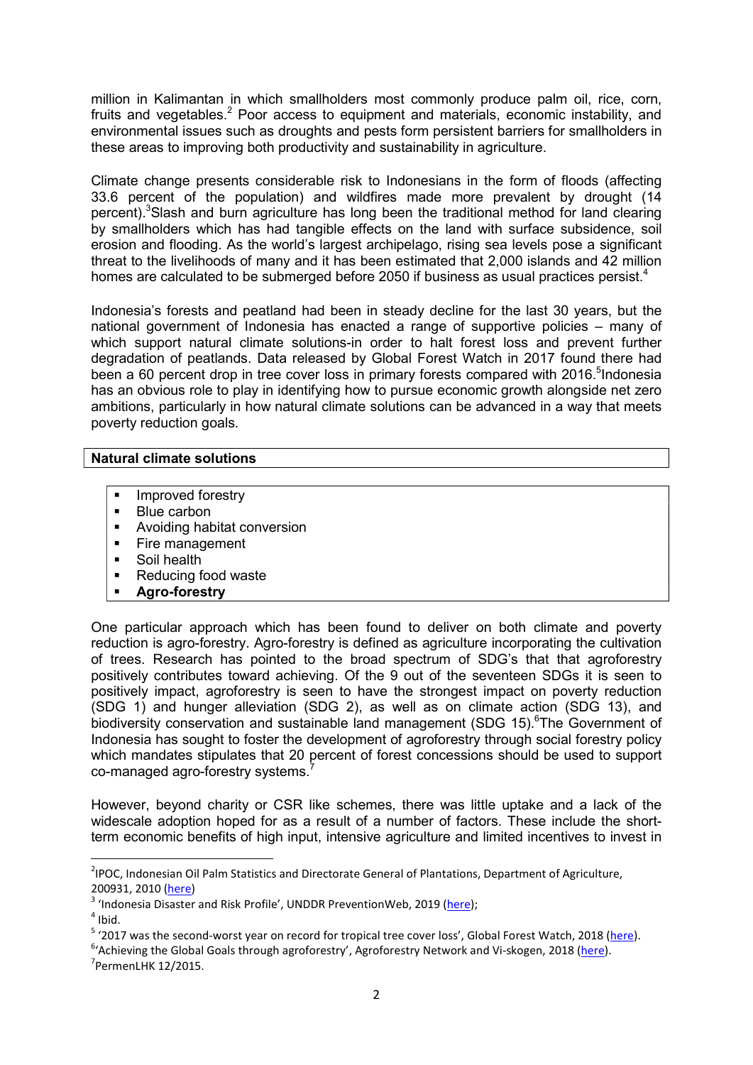million in Kalimantan in which smallholders most commonly produce palm oil, rice, corn, fruits and vegetables.[2] Poor access to equipment and materials, economic instability, and environmental issues such as droughts and pests form persistent barriers for smallholders in these areas to improving both productivity and sustainability in agriculture.

Climate change presents considerable risk to Indonesians in the form of floods (affecting 33.6 percent of the population) and wildfires made more prevalent by drought (14 percent).[3]Slash and burn agriculture has long been the traditional method for land clearing by smallholders which has had tangible effects on the land with surface subsidence, soil erosion and flooding. As the world's largest archipelago, rising sea levels pose a significant threat to the livelihoods of many and it has been estimated that 2,000 islands and 42 million homes are calculated to be submerged before 2050 if business as usual practices persist.[4]

Indonesia's forests and peatland had been in steady decline for the last 30 years, but the national government of Indonesia has enacted a range of supportive policies – many of which support natural climate solutions-in order to halt forest loss and prevent further degradation of peatlands. Data released by Global Forest Watch in 2017 found there had been a 60 percent drop in tree cover loss in primary forests compared with 2016.[5]Indonesia has an obvious role to play in identifying how to pursue economic growth alongside net zero ambitions, particularly in how natural climate solutions can be advanced in a way that meets poverty reduction goals.

**Natural climate solutions**

- Improved forestry
- Blue carbon
- Avoiding habitat conversion
- Fire management
- Soil health
- Reducing food waste
- **Agro-forestry**

One particular approach which has been found to deliver on both climate and poverty reduction is agro-forestry. Agro-forestry is defined as agriculture incorporating the cultivation of trees. Research has pointed to the broad spectrum of SDG's that that agroforestry positively contributes toward achieving. Of the 9 out of the seventeen SDGs it is seen to positively impact, agroforestry is seen to have the strongest impact on poverty reduction (SDG 1) and hunger alleviation (SDG 2), as well as on climate action (SDG 13), and biodiversity conservation and sustainable land management (SDG 15).[6]The Government of Indonesia has sought to foster the development of agroforestry through social forestry policy which mandates stipulates that 20 percent of forest concessions should be used to support co-managed agro-forestry systems.[7]

However, beyond charity or CSR like schemes, there was little uptake and a lack of the widescale adoption hoped for as a result of a number of factors. These include the short-term economic benefits of high input, intensive agriculture and limited incentives to invest in

---

[2]IPOC, Indonesian Oil Palm Statistics and Directorate General of Plantations, Department of Agriculture, 200931, 2010 (here)

[3] 'Indonesia Disaster and Risk Profile', UNDDR PreventionWeb, 2019 (here);

[4] Ibid.

[5] '2017 was the second-worst year on record for tropical tree cover loss', Global Forest Watch, 2018 (here).

[6]'Achieving the Global Goals through agroforestry', Agroforestry Network and Vi-skogen, 2018 (here).

[7]PermenLHK 12/2015.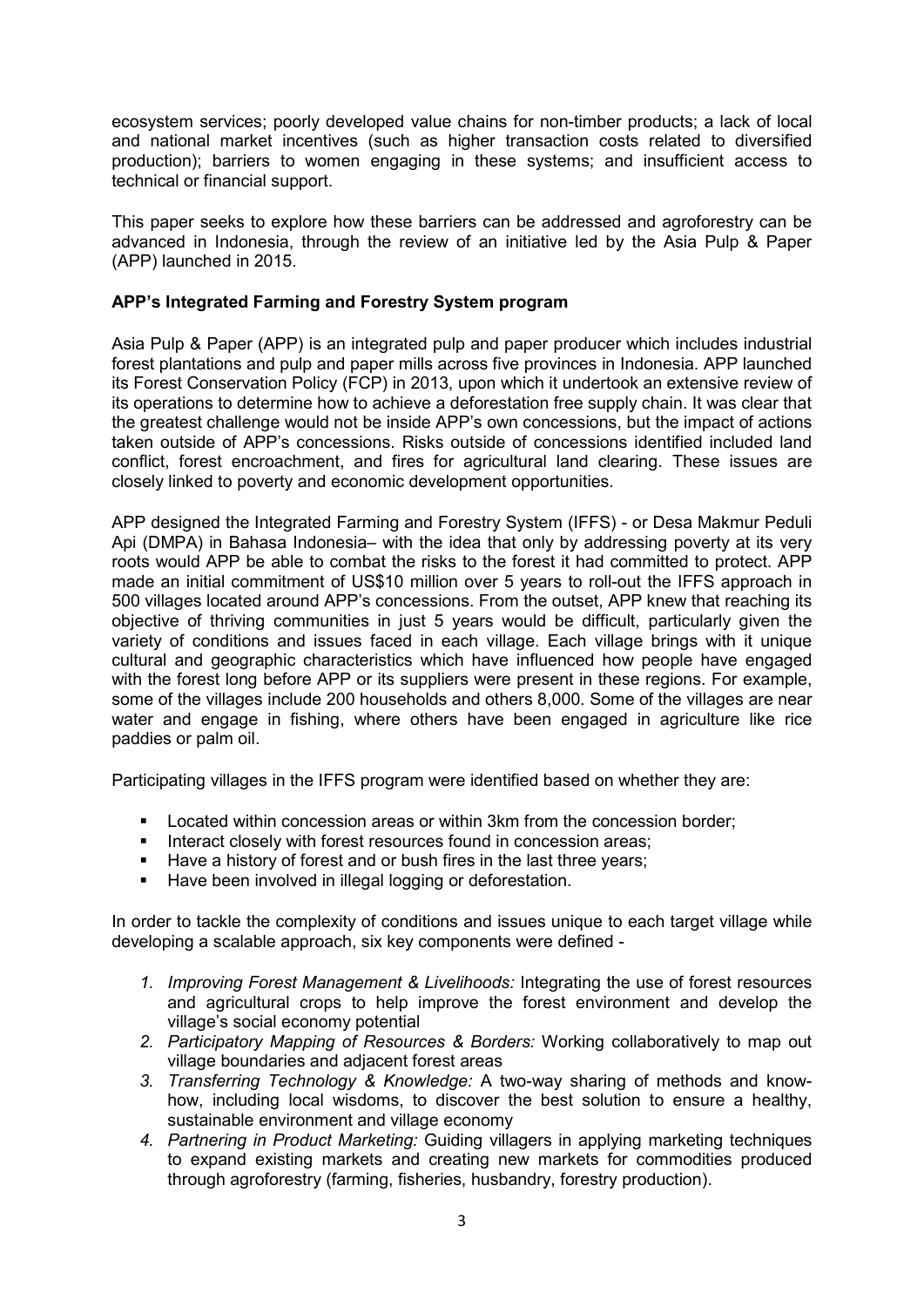ecosystem services; poorly developed value chains for non-timber products; a lack of local and national market incentives (such as higher transaction costs related to diversified production); barriers to women engaging in these systems; and insufficient access to technical or financial support.

This paper seeks to explore how these barriers can be addressed and agroforestry can be advanced in Indonesia, through the review of an initiative led by the Asia Pulp & Paper (APP) launched in 2015.

## APP's Integrated Farming and Forestry System program

Asia Pulp & Paper (APP) is an integrated pulp and paper producer which includes industrial forest plantations and pulp and paper mills across five provinces in Indonesia. APP launched its Forest Conservation Policy (FCP) in 2013, upon which it undertook an extensive review of its operations to determine how to achieve a deforestation free supply chain. It was clear that the greatest challenge would not be inside APP's own concessions, but the impact of actions taken outside of APP's concessions. Risks outside of concessions identified included land conflict, forest encroachment, and fires for agricultural land clearing. These issues are closely linked to poverty and economic development opportunities.

APP designed the Integrated Farming and Forestry System (IFFS) - or Desa Makmur Peduli Api (DMPA) in Bahasa Indonesia– with the idea that only by addressing poverty at its very roots would APP be able to combat the risks to the forest it had committed to protect. APP made an initial commitment of US$10 million over 5 years to roll-out the IFFS approach in 500 villages located around APP's concessions. From the outset, APP knew that reaching its objective of thriving communities in just 5 years would be difficult, particularly given the variety of conditions and issues faced in each village. Each village brings with it unique cultural and geographic characteristics which have influenced how people have engaged with the forest long before APP or its suppliers were present in these regions. For example, some of the villages include 200 households and others 8,000. Some of the villages are near water and engage in fishing, where others have been engaged in agriculture like rice paddies or palm oil.

Participating villages in the IFFS program were identified based on whether they are:

- Located within concession areas or within 3km from the concession border;
- Interact closely with forest resources found in concession areas;
- Have a history of forest and or bush fires in the last three years;
- Have been involved in illegal logging or deforestation.

In order to tackle the complexity of conditions and issues unique to each target village while developing a scalable approach, six key components were defined -

1. *Improving Forest Management & Livelihoods:* Integrating the use of forest resources and agricultural crops to help improve the forest environment and develop the village's social economy potential
2. *Participatory Mapping of Resources & Borders:* Working collaboratively to map out village boundaries and adjacent forest areas
3. *Transferring Technology & Knowledge:* A two-way sharing of methods and know-how, including local wisdoms, to discover the best solution to ensure a healthy, sustainable environment and village economy
4. *Partnering in Product Marketing:* Guiding villagers in applying marketing techniques to expand existing markets and creating new markets for commodities produced through agroforestry (farming, fisheries, husbandry, forestry production).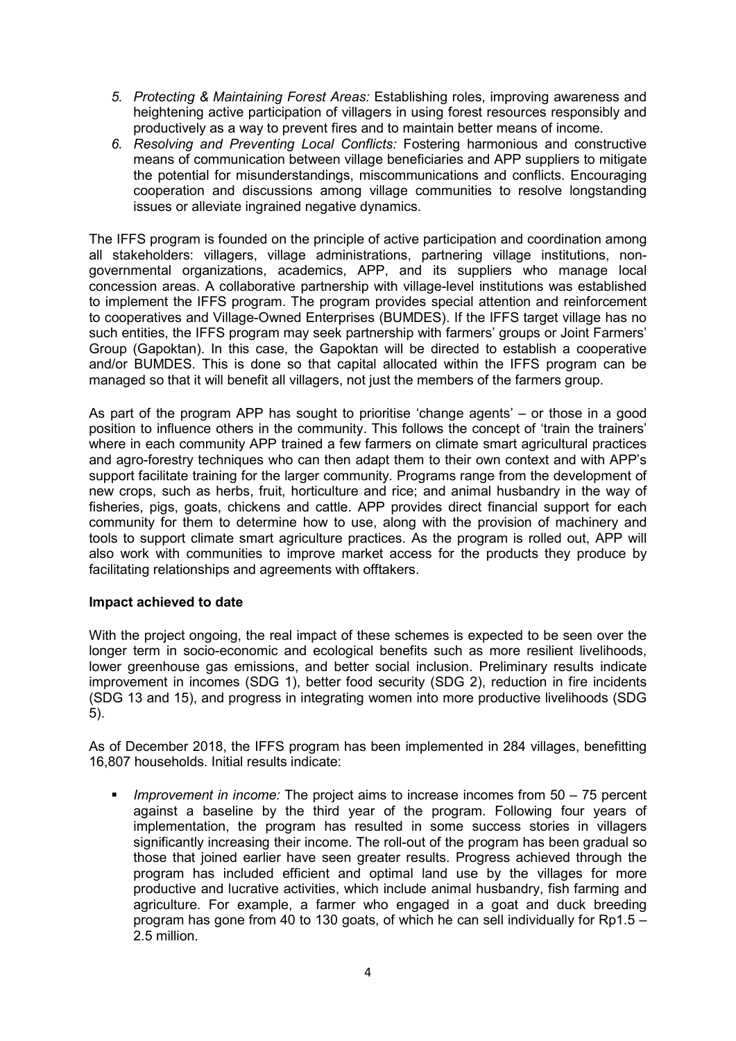5. *Protecting & Maintaining Forest Areas:* Establishing roles, improving awareness and heightening active participation of villagers in using forest resources responsibly and productively as a way to prevent fires and to maintain better means of income.
6. *Resolving and Preventing Local Conflicts:* Fostering harmonious and constructive means of communication between village beneficiaries and APP suppliers to mitigate the potential for misunderstandings, miscommunications and conflicts. Encouraging cooperation and discussions among village communities to resolve longstanding issues or alleviate ingrained negative dynamics.

The IFFS program is founded on the principle of active participation and coordination among all stakeholders: villagers, village administrations, partnering village institutions, non-governmental organizations, academics, APP, and its suppliers who manage local concession areas. A collaborative partnership with village-level institutions was established to implement the IFFS program. The program provides special attention and reinforcement to cooperatives and Village-Owned Enterprises (BUMDES). If the IFFS target village has no such entities, the IFFS program may seek partnership with farmers' groups or Joint Farmers' Group (Gapoktan). In this case, the Gapoktan will be directed to establish a cooperative and/or BUMDES. This is done so that capital allocated within the IFFS program can be managed so that it will benefit all villagers, not just the members of the farmers group.

As part of the program APP has sought to prioritise 'change agents' – or those in a good position to influence others in the community. This follows the concept of 'train the trainers' where in each community APP trained a few farmers on climate smart agricultural practices and agro-forestry techniques who can then adapt them to their own context and with APP's support facilitate training for the larger community. Programs range from the development of new crops, such as herbs, fruit, horticulture and rice; and animal husbandry in the way of fisheries, pigs, goats, chickens and cattle. APP provides direct financial support for each community for them to determine how to use, along with the provision of machinery and tools to support climate smart agriculture practices. As the program is rolled out, APP will also work with communities to improve market access for the products they produce by facilitating relationships and agreements with offtakers.

**Impact achieved to date**

With the project ongoing, the real impact of these schemes is expected to be seen over the longer term in socio-economic and ecological benefits such as more resilient livelihoods, lower greenhouse gas emissions, and better social inclusion. Preliminary results indicate improvement in incomes (SDG 1), better food security (SDG 2), reduction in fire incidents (SDG 13 and 15), and progress in integrating women into more productive livelihoods (SDG 5).

As of December 2018, the IFFS program has been implemented in 284 villages, benefitting 16,807 households. Initial results indicate:

- *Improvement in income:* The project aims to increase incomes from 50 – 75 percent against a baseline by the third year of the program. Following four years of implementation, the program has resulted in some success stories in villagers significantly increasing their income. The roll-out of the program has been gradual so those that joined earlier have seen greater results. Progress achieved through the program has included efficient and optimal land use by the villages for more productive and lucrative activities, which include animal husbandry, fish farming and agriculture. For example, a farmer who engaged in a goat and duck breeding program has gone from 40 to 130 goats, of which he can sell individually for Rp1.5 – 2.5 million.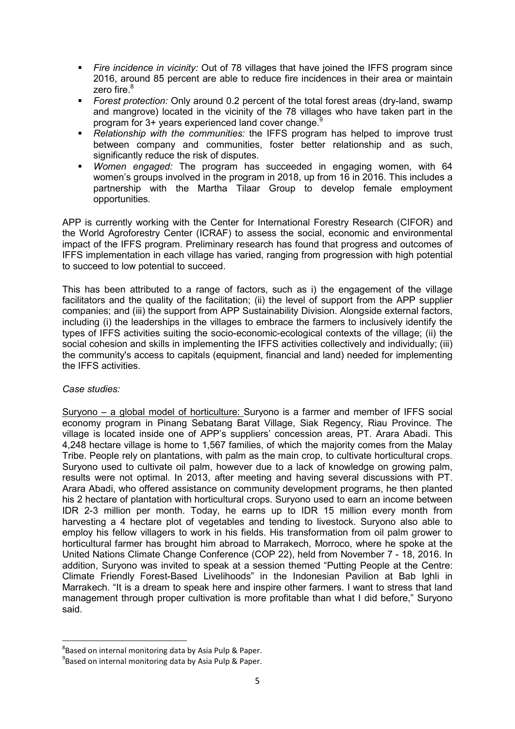- *Fire incidence in vicinity:* Out of 78 villages that have joined the IFFS program since 2016, around 85 percent are able to reduce fire incidences in their area or maintain zero fire.[8]
- *Forest protection:* Only around 0.2 percent of the total forest areas (dry-land, swamp and mangrove) located in the vicinity of the 78 villages who have taken part in the program for 3+ years experienced land cover change.[9]
- *Relationship with the communities:* the IFFS program has helped to improve trust between company and communities, foster better relationship and as such, significantly reduce the risk of disputes.
- *Women engaged:* The program has succeeded in engaging women, with 64 women's groups involved in the program in 2018, up from 16 in 2016. This includes a partnership with the Martha Tilaar Group to develop female employment opportunities.

APP is currently working with the Center for International Forestry Research (CIFOR) and the World Agroforestry Center (ICRAF) to assess the social, economic and environmental impact of the IFFS program. Preliminary research has found that progress and outcomes of IFFS implementation in each village has varied, ranging from progression with high potential to succeed to low potential to succeed.

This has been attributed to a range of factors, such as i) the engagement of the village facilitators and the quality of the facilitation; (ii) the level of support from the APP supplier companies; and (iii) the support from APP Sustainability Division. Alongside external factors, including (i) the leaderships in the villages to embrace the farmers to inclusively identify the types of IFFS activities suiting the socio-economic-ecological contexts of the village; (ii) the social cohesion and skills in implementing the IFFS activities collectively and individually; (iii) the community's access to capitals (equipment, financial and land) needed for implementing the IFFS activities.

*Case studies:*

<u>Suryono – a global model of horticulture:</u> Suryono is a farmer and member of IFFS social economy program in Pinang Sebatang Barat Village, Siak Regency, Riau Province. The village is located inside one of APP's suppliers' concession areas, PT. Arara Abadi. This 4,248 hectare village is home to 1,567 families, of which the majority comes from the Malay Tribe. People rely on plantations, with palm as the main crop, to cultivate horticultural crops. Suryono used to cultivate oil palm, however due to a lack of knowledge on growing palm, results were not optimal. In 2013, after meeting and having several discussions with PT. Arara Abadi, who offered assistance on community development programs, he then planted his 2 hectare of plantation with horticultural crops. Suryono used to earn an income between IDR 2-3 million per month. Today, he earns up to IDR 15 million every month from harvesting a 4 hectare plot of vegetables and tending to livestock. Suryono also able to employ his fellow villagers to work in his fields. His transformation from oil palm grower to horticultural farmer has brought him abroad to Marrakech, Morroco, where he spoke at the United Nations Climate Change Conference (COP 22), held from November 7 - 18, 2016. In addition, Suryono was invited to speak at a session themed "Putting People at the Centre: Climate Friendly Forest-Based Livelihoods" in the Indonesian Pavilion at Bab Ighli in Marrakech. "It is a dream to speak here and inspire other farmers. I want to stress that land management through proper cultivation is more profitable than what I did before," Suryono said.

---

[8] Based on internal monitoring data by Asia Pulp & Paper.

[9] Based on internal monitoring data by Asia Pulp & Paper.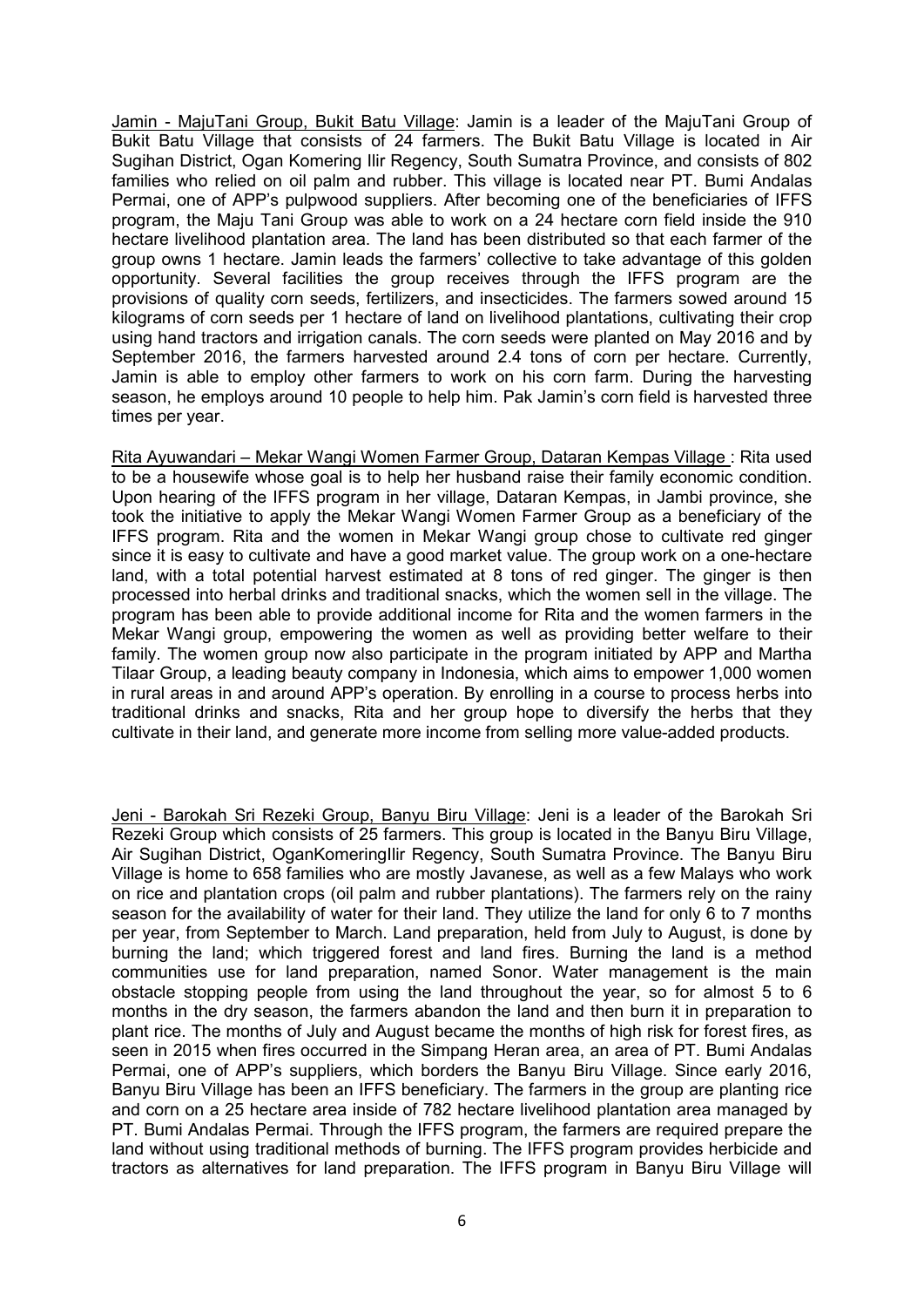Jamin - MajuTani Group, Bukit Batu Village: Jamin is a leader of the MajuTani Group of Bukit Batu Village that consists of 24 farmers. The Bukit Batu Village is located in Air Sugihan District, Ogan Komering Ilir Regency, South Sumatra Province, and consists of 802 families who relied on oil palm and rubber. This village is located near PT. Bumi Andalas Permai, one of APP's pulpwood suppliers. After becoming one of the beneficiaries of IFFS program, the Maju Tani Group was able to work on a 24 hectare corn field inside the 910 hectare livelihood plantation area. The land has been distributed so that each farmer of the group owns 1 hectare. Jamin leads the farmers' collective to take advantage of this golden opportunity. Several facilities the group receives through the IFFS program are the provisions of quality corn seeds, fertilizers, and insecticides. The farmers sowed around 15 kilograms of corn seeds per 1 hectare of land on livelihood plantations, cultivating their crop using hand tractors and irrigation canals. The corn seeds were planted on May 2016 and by September 2016, the farmers harvested around 2.4 tons of corn per hectare. Currently, Jamin is able to employ other farmers to work on his corn farm. During the harvesting season, he employs around 10 people to help him. Pak Jamin's corn field is harvested three times per year.

Rita Ayuwandari – Mekar Wangi Women Farmer Group, Dataran Kempas Village : Rita used to be a housewife whose goal is to help her husband raise their family economic condition. Upon hearing of the IFFS program in her village, Dataran Kempas, in Jambi province, she took the initiative to apply the Mekar Wangi Women Farmer Group as a beneficiary of the IFFS program. Rita and the women in Mekar Wangi group chose to cultivate red ginger since it is easy to cultivate and have a good market value. The group work on a one-hectare land, with a total potential harvest estimated at 8 tons of red ginger. The ginger is then processed into herbal drinks and traditional snacks, which the women sell in the village. The program has been able to provide additional income for Rita and the women farmers in the Mekar Wangi group, empowering the women as well as providing better welfare to their family. The women group now also participate in the program initiated by APP and Martha Tilaar Group, a leading beauty company in Indonesia, which aims to empower 1,000 women in rural areas in and around APP's operation. By enrolling in a course to process herbs into traditional drinks and snacks, Rita and her group hope to diversify the herbs that they cultivate in their land, and generate more income from selling more value-added products.

Jeni - Barokah Sri Rezeki Group, Banyu Biru Village: Jeni is a leader of the Barokah Sri Rezeki Group which consists of 25 farmers. This group is located in the Banyu Biru Village, Air Sugihan District, OganKomeringIlir Regency, South Sumatra Province. The Banyu Biru Village is home to 658 families who are mostly Javanese, as well as a few Malays who work on rice and plantation crops (oil palm and rubber plantations). The farmers rely on the rainy season for the availability of water for their land. They utilize the land for only 6 to 7 months per year, from September to March. Land preparation, held from July to August, is done by burning the land; which triggered forest and land fires. Burning the land is a method communities use for land preparation, named Sonor. Water management is the main obstacle stopping people from using the land throughout the year, so for almost 5 to 6 months in the dry season, the farmers abandon the land and then burn it in preparation to plant rice. The months of July and August became the months of high risk for forest fires, as seen in 2015 when fires occurred in the Simpang Heran area, an area of PT. Bumi Andalas Permai, one of APP's suppliers, which borders the Banyu Biru Village. Since early 2016, Banyu Biru Village has been an IFFS beneficiary. The farmers in the group are planting rice and corn on a 25 hectare area inside of 782 hectare livelihood plantation area managed by PT. Bumi Andalas Permai. Through the IFFS program, the farmers are required prepare the land without using traditional methods of burning. The IFFS program provides herbicide and tractors as alternatives for land preparation. The IFFS program in Banyu Biru Village will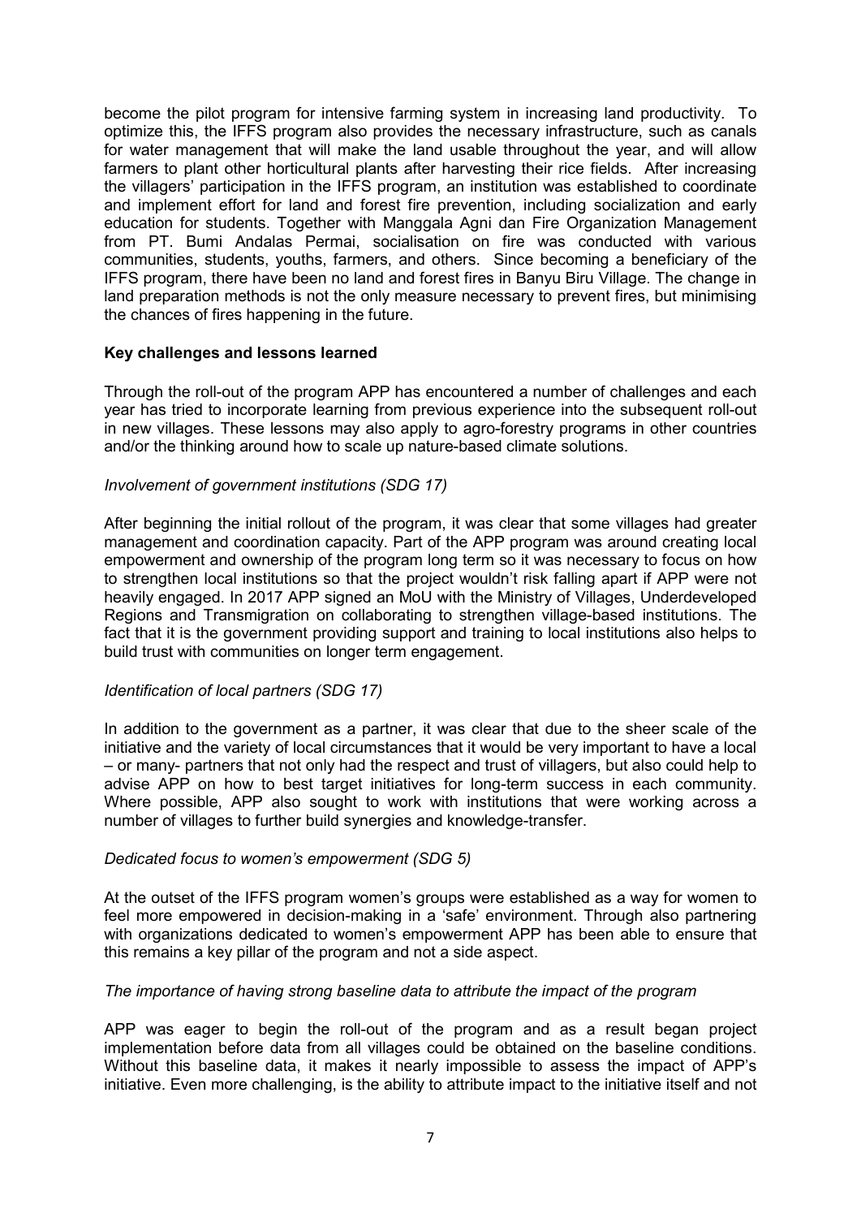become the pilot program for intensive farming system in increasing land productivity. To optimize this, the IFFS program also provides the necessary infrastructure, such as canals for water management that will make the land usable throughout the year, and will allow farmers to plant other horticultural plants after harvesting their rice fields. After increasing the villagers' participation in the IFFS program, an institution was established to coordinate and implement effort for land and forest fire prevention, including socialization and early education for students. Together with Manggala Agni dan Fire Organization Management from PT. Bumi Andalas Permai, socialisation on fire was conducted with various communities, students, youths, farmers, and others. Since becoming a beneficiary of the IFFS program, there have been no land and forest fires in Banyu Biru Village. The change in land preparation methods is not the only measure necessary to prevent fires, but minimising the chances of fires happening in the future.

**Key challenges and lessons learned**

Through the roll-out of the program APP has encountered a number of challenges and each year has tried to incorporate learning from previous experience into the subsequent roll-out in new villages. These lessons may also apply to agro-forestry programs in other countries and/or the thinking around how to scale up nature-based climate solutions.

*Involvement of government institutions (SDG 17)*

After beginning the initial rollout of the program, it was clear that some villages had greater management and coordination capacity. Part of the APP program was around creating local empowerment and ownership of the program long term so it was necessary to focus on how to strengthen local institutions so that the project wouldn't risk falling apart if APP were not heavily engaged. In 2017 APP signed an MoU with the Ministry of Villages, Underdeveloped Regions and Transmigration on collaborating to strengthen village-based institutions. The fact that it is the government providing support and training to local institutions also helps to build trust with communities on longer term engagement.

*Identification of local partners (SDG 17)*

In addition to the government as a partner, it was clear that due to the sheer scale of the initiative and the variety of local circumstances that it would be very important to have a local – or many- partners that not only had the respect and trust of villagers, but also could help to advise APP on how to best target initiatives for long-term success in each community. Where possible, APP also sought to work with institutions that were working across a number of villages to further build synergies and knowledge-transfer.

*Dedicated focus to women's empowerment (SDG 5)*

At the outset of the IFFS program women's groups were established as a way for women to feel more empowered in decision-making in a 'safe' environment. Through also partnering with organizations dedicated to women's empowerment APP has been able to ensure that this remains a key pillar of the program and not a side aspect.

*The importance of having strong baseline data to attribute the impact of the program*

APP was eager to begin the roll-out of the program and as a result began project implementation before data from all villages could be obtained on the baseline conditions. Without this baseline data, it makes it nearly impossible to assess the impact of APP's initiative. Even more challenging, is the ability to attribute impact to the initiative itself and not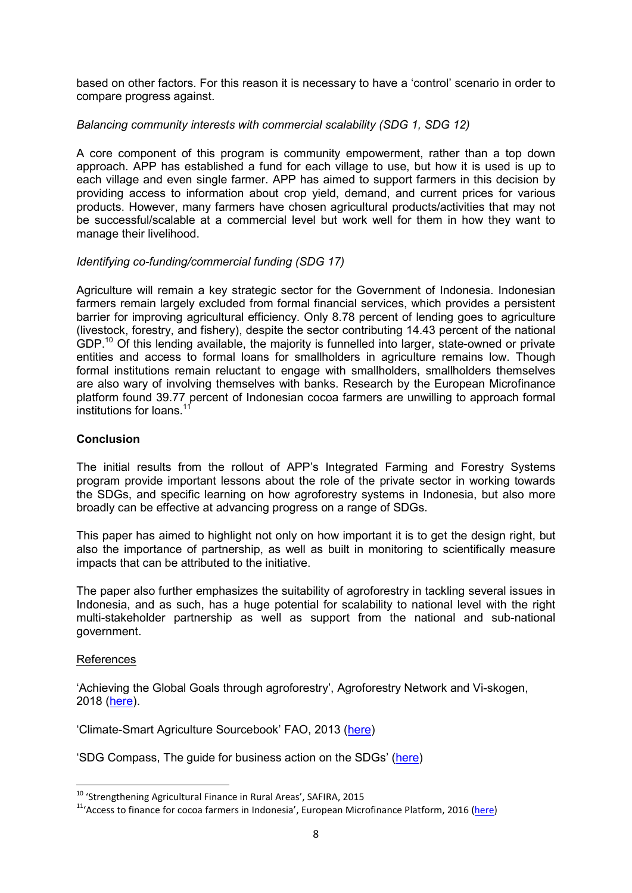based on other factors. For this reason it is necessary to have a 'control' scenario in order to compare progress against.

*Balancing community interests with commercial scalability (SDG 1, SDG 12)*

A core component of this program is community empowerment, rather than a top down approach. APP has established a fund for each village to use, but how it is used is up to each village and even single farmer. APP has aimed to support farmers in this decision by providing access to information about crop yield, demand, and current prices for various products. However, many farmers have chosen agricultural products/activities that may not be successful/scalable at a commercial level but work well for them in how they want to manage their livelihood.

*Identifying co-funding/commercial funding (SDG 17)*

Agriculture will remain a key strategic sector for the Government of Indonesia. Indonesian farmers remain largely excluded from formal financial services, which provides a persistent barrier for improving agricultural efficiency. Only 8.78 percent of lending goes to agriculture (livestock, forestry, and fishery), despite the sector contributing 14.43 percent of the national GDP.[10] Of this lending available, the majority is funnelled into larger, state-owned or private entities and access to formal loans for smallholders in agriculture remains low. Though formal institutions remain reluctant to engage with smallholders, smallholders themselves are also wary of involving themselves with banks. Research by the European Microfinance platform found 39.77 percent of Indonesian cocoa farmers are unwilling to approach formal institutions for loans.[11]

**Conclusion**

The initial results from the rollout of APP's Integrated Farming and Forestry Systems program provide important lessons about the role of the private sector in working towards the SDGs, and specific learning on how agroforestry systems in Indonesia, but also more broadly can be effective at advancing progress on a range of SDGs.

This paper has aimed to highlight not only on how important it is to get the design right, but also the importance of partnership, as well as built in monitoring to scientifically measure impacts that can be attributed to the initiative.

The paper also further emphasizes the suitability of agroforestry in tackling several issues in Indonesia, and as such, has a huge potential for scalability to national level with the right multi-stakeholder partnership as well as support from the national and sub-national government.

References

'Achieving the Global Goals through agroforestry', Agroforestry Network and Vi-skogen, 2018 (here).

'Climate-Smart Agriculture Sourcebook' FAO, 2013 (here)

'SDG Compass, The guide for business action on the SDGs' (here)

---

[10] 'Strengthening Agricultural Finance in Rural Areas', SAFIRA, 2015

[11] 'Access to finance for cocoa farmers in Indonesia', European Microfinance Platform, 2016 (here)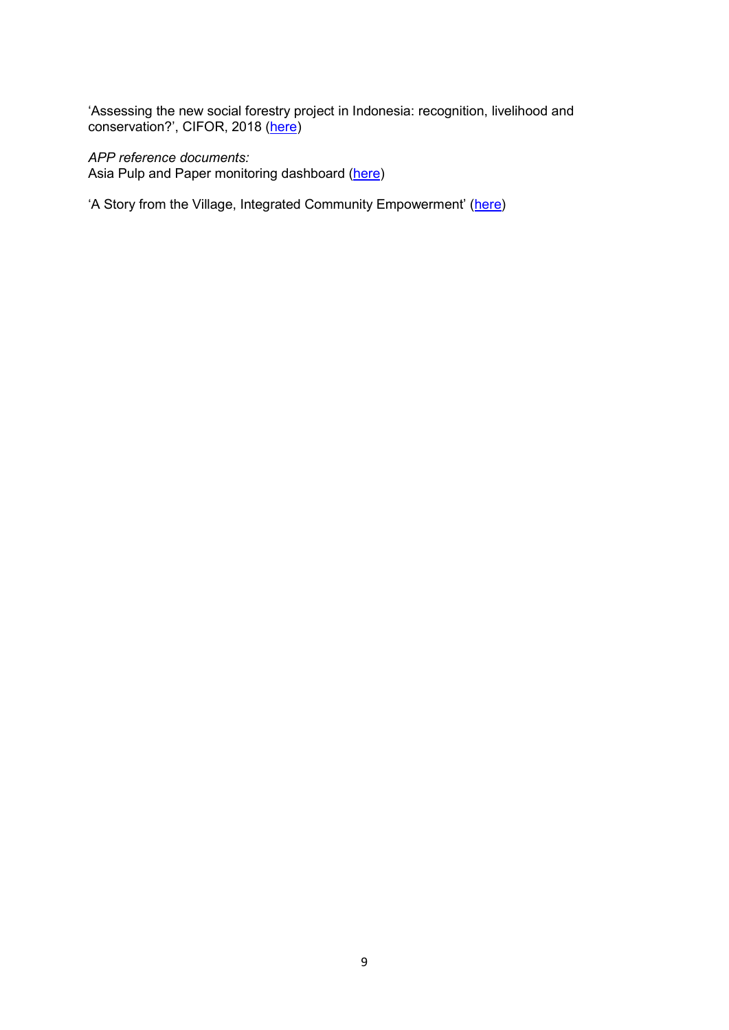'Assessing the new social forestry project in Indonesia: recognition, livelihood and conservation?', CIFOR, 2018 (here)

*APP reference documents:*
Asia Pulp and Paper monitoring dashboard (here)

'A Story from the Village, Integrated Community Empowerment' (here)